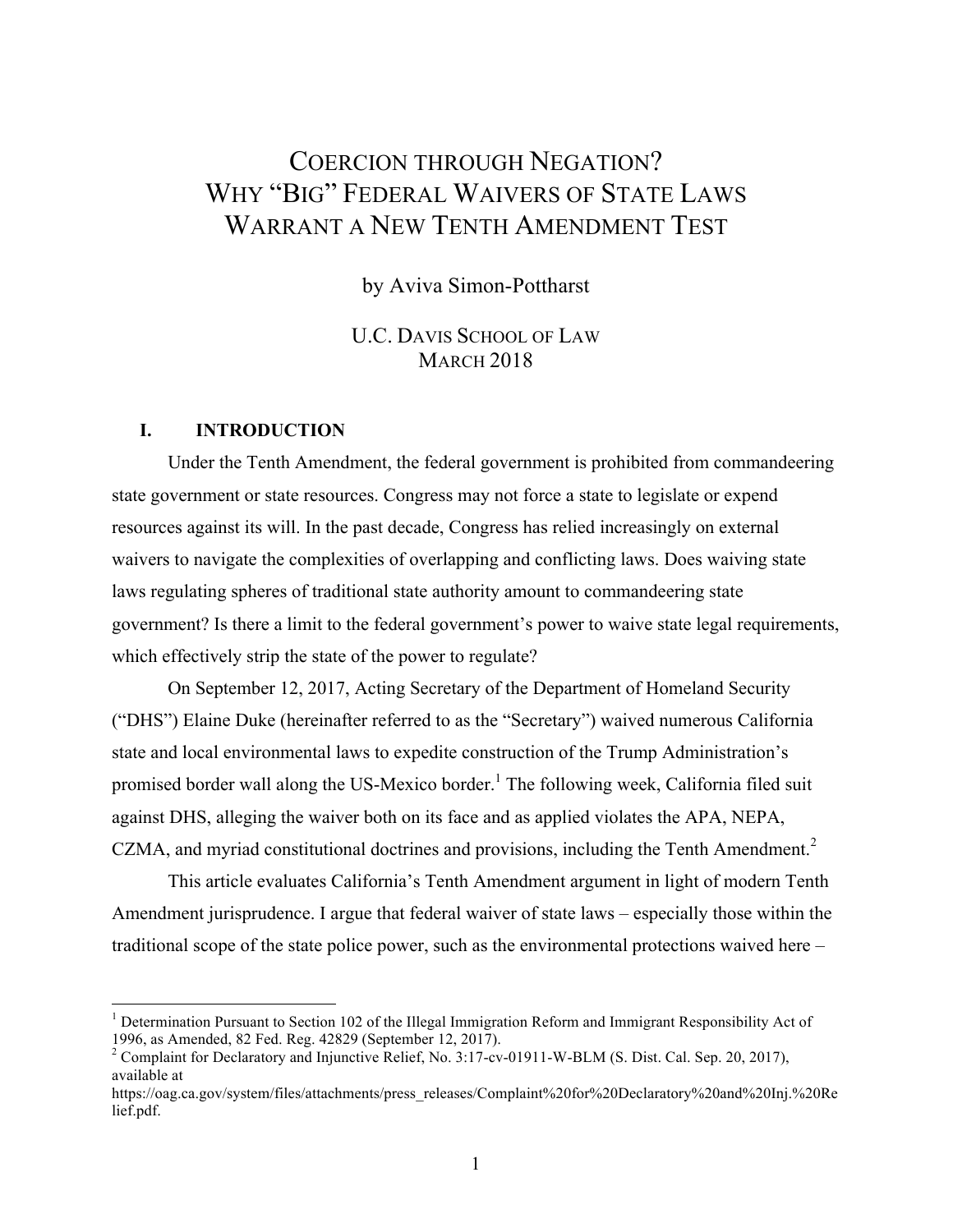# COERCION THROUGH NEGATION? WHY "BIG" FEDERAL WAIVERS OF STATE LAWS WARRANT A NEW TENTH AMENDMENT TEST

by Aviva Simon-Pottharst

U.C. DAVIS SCHOOL OF LAW
MARCH 2018

## I. INTRODUCTION

Under the Tenth Amendment, the federal government is prohibited from commandeering state government or state resources. Congress may not force a state to legislate or expend resources against its will. In the past decade, Congress has relied increasingly on external waivers to navigate the complexities of overlapping and conflicting laws. Does waiving state laws regulating spheres of traditional state authority amount to commandeering state government? Is there a limit to the federal government's power to waive state legal requirements, which effectively strip the state of the power to regulate?

On September 12, 2017, Acting Secretary of the Department of Homeland Security ("DHS") Elaine Duke (hereinafter referred to as the "Secretary") waived numerous California state and local environmental laws to expedite construction of the Trump Administration's promised border wall along the US-Mexico border.[1] The following week, California filed suit against DHS, alleging the waiver both on its face and as applied violates the APA, NEPA, CZMA, and myriad constitutional doctrines and provisions, including the Tenth Amendment.[2]

This article evaluates California's Tenth Amendment argument in light of modern Tenth Amendment jurisprudence. I argue that federal waiver of state laws – especially those within the traditional scope of the state police power, such as the environmental protections waived here –

---

[1] Determination Pursuant to Section 102 of the Illegal Immigration Reform and Immigrant Responsibility Act of 1996, as Amended, 82 Fed. Reg. 42829 (September 12, 2017).

[2] Complaint for Declaratory and Injunctive Relief, No. 3:17-cv-01911-W-BLM (S. Dist. Cal. Sep. 20, 2017), available at https://oag.ca.gov/system/files/attachments/press_releases/Complaint%20for%20Declaratory%20and%20Inj.%20Relief.pdf.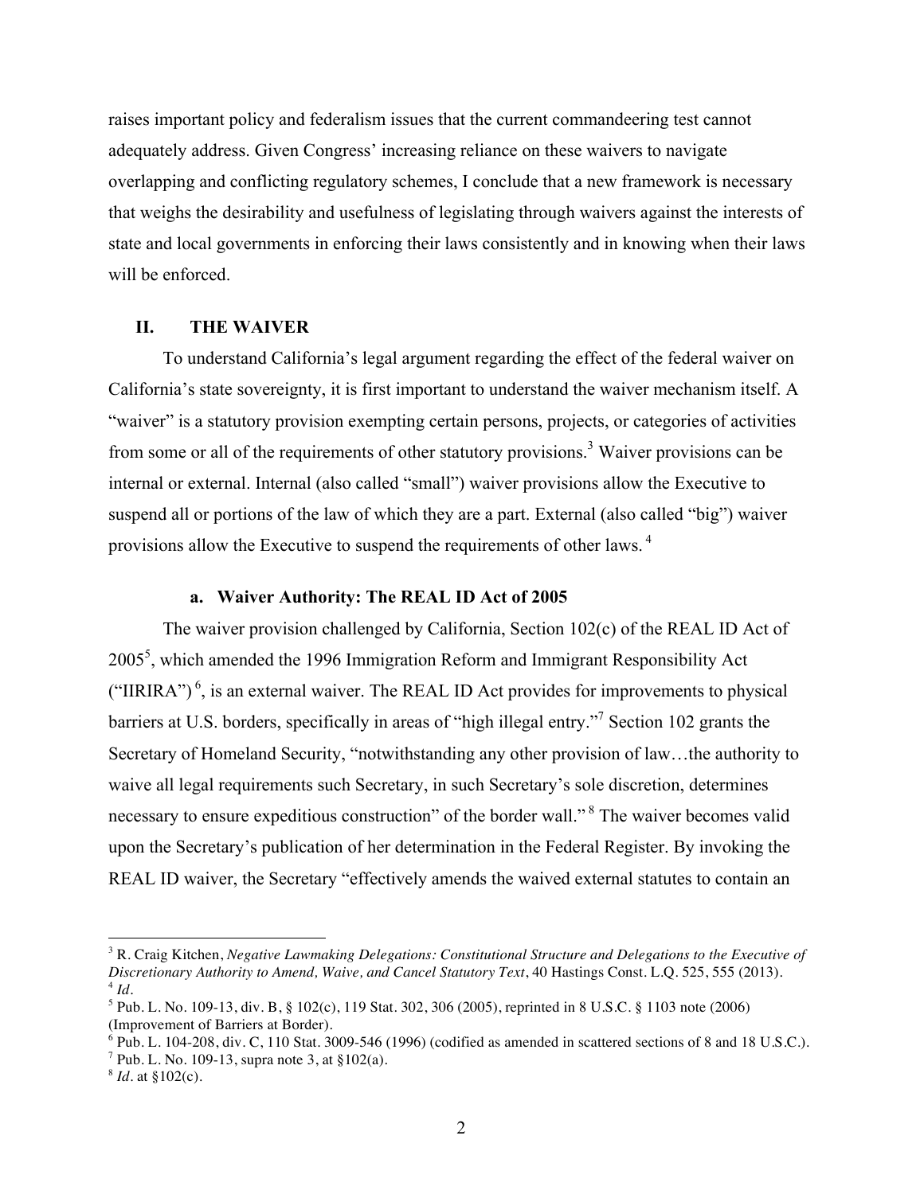raises important policy and federalism issues that the current commandeering test cannot adequately address. Given Congress' increasing reliance on these waivers to navigate overlapping and conflicting regulatory schemes, I conclude that a new framework is necessary that weighs the desirability and usefulness of legislating through waivers against the interests of state and local governments in enforcing their laws consistently and in knowing when their laws will be enforced.

## II. THE WAIVER

To understand California's legal argument regarding the effect of the federal waiver on California's state sovereignty, it is first important to understand the waiver mechanism itself. A "waiver" is a statutory provision exempting certain persons, projects, or categories of activities from some or all of the requirements of other statutory provisions.[3] Waiver provisions can be internal or external. Internal (also called "small") waiver provisions allow the Executive to suspend all or portions of the law of which they are a part. External (also called "big") waiver provisions allow the Executive to suspend the requirements of other laws.[4]

### a. Waiver Authority: The REAL ID Act of 2005

The waiver provision challenged by California, Section 102(c) of the REAL ID Act of 2005[5], which amended the 1996 Immigration Reform and Immigrant Responsibility Act ("IIRIRA")[6], is an external waiver. The REAL ID Act provides for improvements to physical barriers at U.S. borders, specifically in areas of "high illegal entry."[7] Section 102 grants the Secretary of Homeland Security, "notwithstanding any other provision of law…the authority to waive all legal requirements such Secretary, in such Secretary's sole discretion, determines necessary to ensure expeditious construction" of the border wall."[8] The waiver becomes valid upon the Secretary's publication of her determination in the Federal Register. By invoking the REAL ID waiver, the Secretary "effectively amends the waived external statutes to contain an

---

[3] R. Craig Kitchen, *Negative Lawmaking Delegations: Constitutional Structure and Delegations to the Executive of Discretionary Authority to Amend, Waive, and Cancel Statutory Text*, 40 Hastings Const. L.Q. 525, 555 (2013).

[4] *Id*.

[5] Pub. L. No. 109-13, div. B, § 102(c), 119 Stat. 302, 306 (2005), reprinted in 8 U.S.C. § 1103 note (2006) (Improvement of Barriers at Border).

[6] Pub. L. 104-208, div. C, 110 Stat. 3009-546 (1996) (codified as amended in scattered sections of 8 and 18 U.S.C.).

[7] Pub. L. No. 109-13, supra note 3, at §102(a).

[8] *Id*. at §102(c).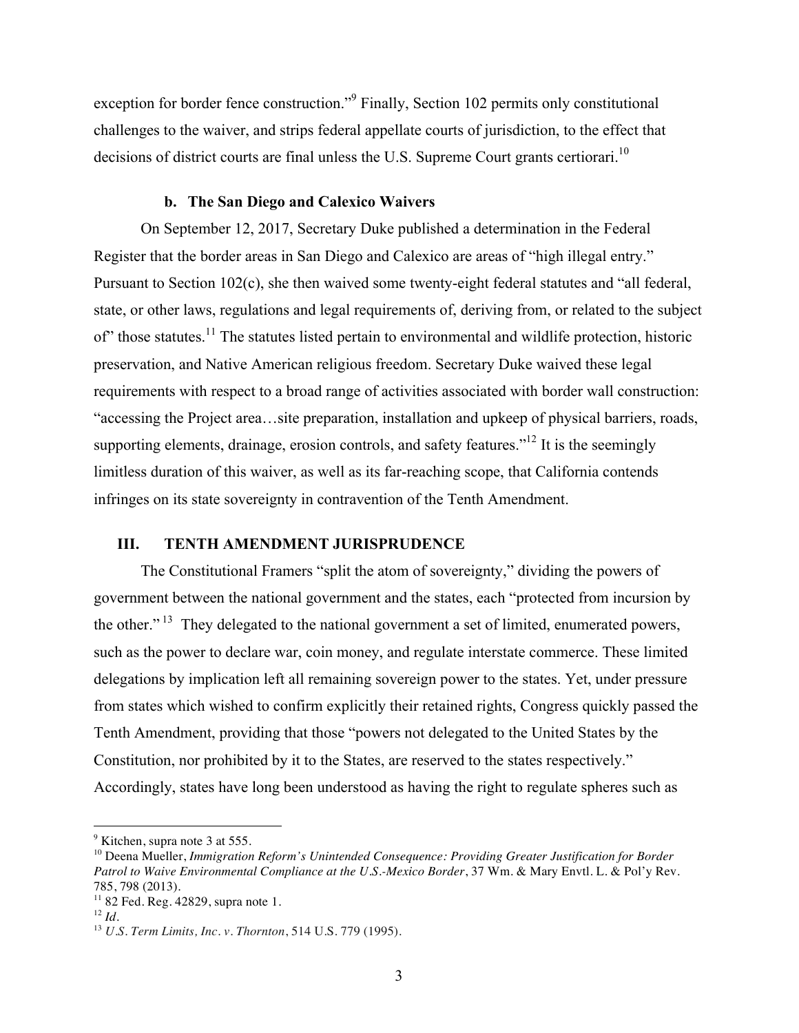exception for border fence construction."[9] Finally, Section 102 permits only constitutional challenges to the waiver, and strips federal appellate courts of jurisdiction, to the effect that decisions of district courts are final unless the U.S. Supreme Court grants certiorari.[10]

### b. The San Diego and Calexico Waivers

On September 12, 2017, Secretary Duke published a determination in the Federal Register that the border areas in San Diego and Calexico are areas of "high illegal entry." Pursuant to Section 102(c), she then waived some twenty-eight federal statutes and "all federal, state, or other laws, regulations and legal requirements of, deriving from, or related to the subject of" those statutes.[11] The statutes listed pertain to environmental and wildlife protection, historic preservation, and Native American religious freedom. Secretary Duke waived these legal requirements with respect to a broad range of activities associated with border wall construction: "accessing the Project area…site preparation, installation and upkeep of physical barriers, roads, supporting elements, drainage, erosion controls, and safety features."[12] It is the seemingly limitless duration of this waiver, as well as its far-reaching scope, that California contends infringes on its state sovereignty in contravention of the Tenth Amendment.

## III. TENTH AMENDMENT JURISPRUDENCE

The Constitutional Framers "split the atom of sovereignty," dividing the powers of government between the national government and the states, each "protected from incursion by the other." [13] They delegated to the national government a set of limited, enumerated powers, such as the power to declare war, coin money, and regulate interstate commerce. These limited delegations by implication left all remaining sovereign power to the states. Yet, under pressure from states which wished to confirm explicitly their retained rights, Congress quickly passed the Tenth Amendment, providing that those "powers not delegated to the United States by the Constitution, nor prohibited by it to the States, are reserved to the states respectively." Accordingly, states have long been understood as having the right to regulate spheres such as

---

[9] Kitchen, supra note 3 at 555.

[10] Deena Mueller, *Immigration Reform's Unintended Consequence: Providing Greater Justification for Border Patrol to Waive Environmental Compliance at the U.S.-Mexico Border*, 37 Wm. & Mary Envtl. L. & Pol'y Rev. 785, 798 (2013).

[11] 82 Fed. Reg. 42829, supra note 1.

[12] *Id*.

[13] *U.S. Term Limits, Inc. v. Thornton*, 514 U.S. 779 (1995).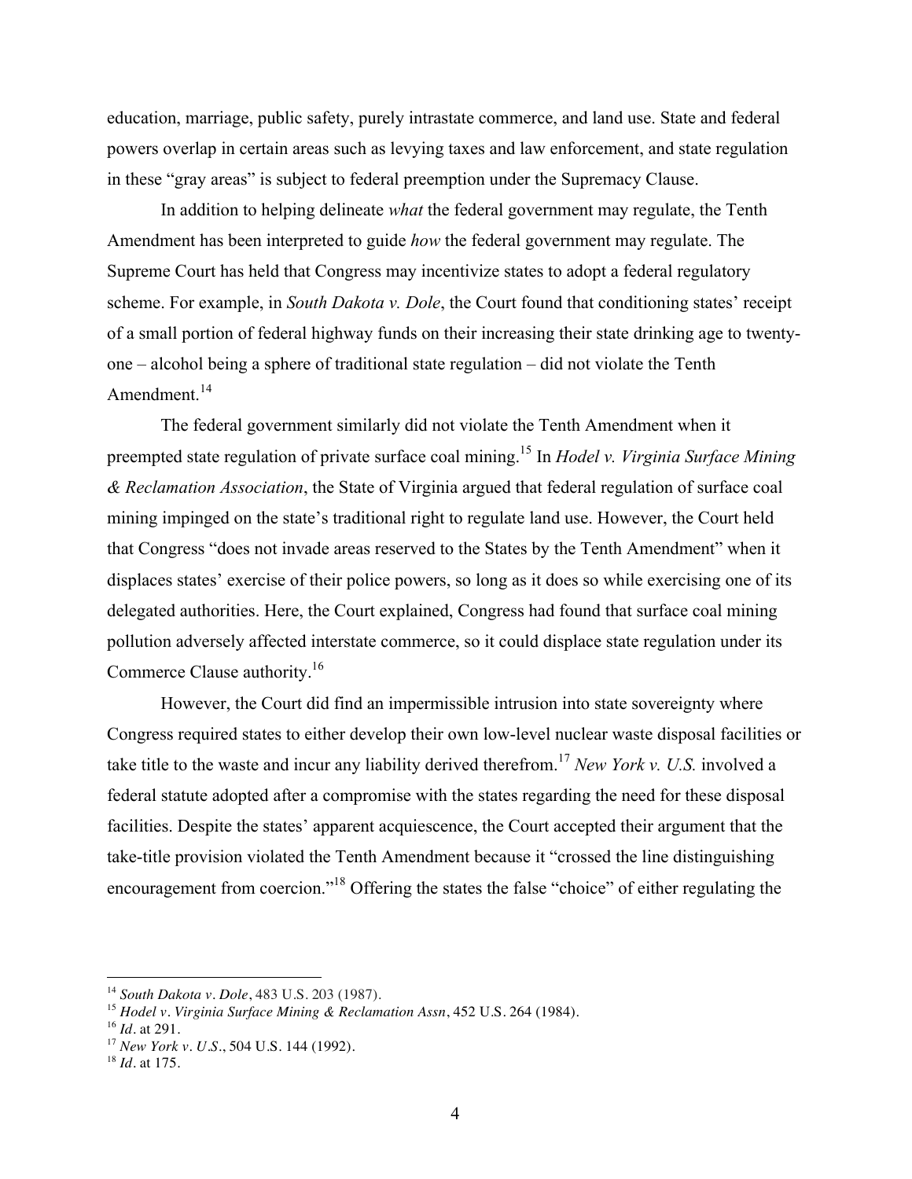education, marriage, public safety, purely intrastate commerce, and land use. State and federal powers overlap in certain areas such as levying taxes and law enforcement, and state regulation in these "gray areas" is subject to federal preemption under the Supremacy Clause.

In addition to helping delineate *what* the federal government may regulate, the Tenth Amendment has been interpreted to guide *how* the federal government may regulate. The Supreme Court has held that Congress may incentivize states to adopt a federal regulatory scheme. For example, in *South Dakota v. Dole*, the Court found that conditioning states' receipt of a small portion of federal highway funds on their increasing their state drinking age to twenty-one – alcohol being a sphere of traditional state regulation – did not violate the Tenth Amendment.[14]

The federal government similarly did not violate the Tenth Amendment when it preempted state regulation of private surface coal mining.[15] In *Hodel v. Virginia Surface Mining & Reclamation Association*, the State of Virginia argued that federal regulation of surface coal mining impinged on the state's traditional right to regulate land use. However, the Court held that Congress "does not invade areas reserved to the States by the Tenth Amendment" when it displaces states' exercise of their police powers, so long as it does so while exercising one of its delegated authorities. Here, the Court explained, Congress had found that surface coal mining pollution adversely affected interstate commerce, so it could displace state regulation under its Commerce Clause authority.[16]

However, the Court did find an impermissible intrusion into state sovereignty where Congress required states to either develop their own low-level nuclear waste disposal facilities or take title to the waste and incur any liability derived therefrom.[17] *New York v. U.S.* involved a federal statute adopted after a compromise with the states regarding the need for these disposal facilities. Despite the states' apparent acquiescence, the Court accepted their argument that the take-title provision violated the Tenth Amendment because it "crossed the line distinguishing encouragement from coercion."[18] Offering the states the false "choice" of either regulating the

---

[14] *South Dakota v. Dole*, 483 U.S. 203 (1987).

[15] *Hodel v. Virginia Surface Mining & Reclamation Assn*, 452 U.S. 264 (1984).

[16] *Id*. at 291.

[17] *New York v. U.S.*, 504 U.S. 144 (1992).

[18] *Id*. at 175.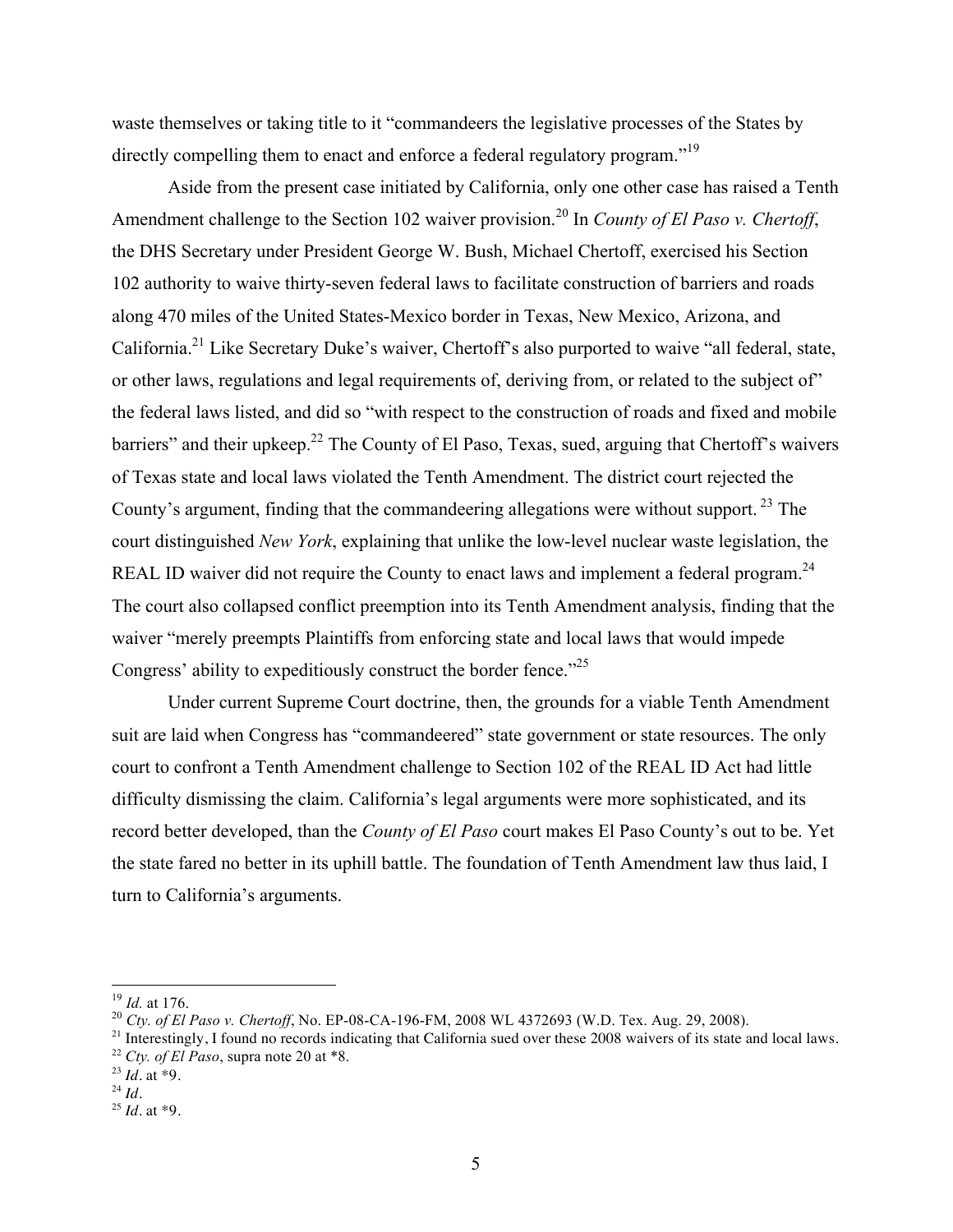waste themselves or taking title to it "commandeers the legislative processes of the States by directly compelling them to enact and enforce a federal regulatory program."[19]

Aside from the present case initiated by California, only one other case has raised a Tenth Amendment challenge to the Section 102 waiver provision.[20] In *County of El Paso v. Chertoff*, the DHS Secretary under President George W. Bush, Michael Chertoff, exercised his Section 102 authority to waive thirty-seven federal laws to facilitate construction of barriers and roads along 470 miles of the United States-Mexico border in Texas, New Mexico, Arizona, and California.[21] Like Secretary Duke's waiver, Chertoff's also purported to waive "all federal, state, or other laws, regulations and legal requirements of, deriving from, or related to the subject of" the federal laws listed, and did so "with respect to the construction of roads and fixed and mobile barriers" and their upkeep.[22] The County of El Paso, Texas, sued, arguing that Chertoff's waivers of Texas state and local laws violated the Tenth Amendment. The district court rejected the County's argument, finding that the commandeering allegations were without support.[23] The court distinguished *New York*, explaining that unlike the low-level nuclear waste legislation, the REAL ID waiver did not require the County to enact laws and implement a federal program.[24] The court also collapsed conflict preemption into its Tenth Amendment analysis, finding that the waiver "merely preempts Plaintiffs from enforcing state and local laws that would impede Congress' ability to expeditiously construct the border fence."[25]

Under current Supreme Court doctrine, then, the grounds for a viable Tenth Amendment suit are laid when Congress has "commandeered" state government or state resources. The only court to confront a Tenth Amendment challenge to Section 102 of the REAL ID Act had little difficulty dismissing the claim. California's legal arguments were more sophisticated, and its record better developed, than the *County of El Paso* court makes El Paso County's out to be. Yet the state fared no better in its uphill battle. The foundation of Tenth Amendment law thus laid, I turn to California's arguments.

---

[19] *Id.* at 176.

[20] *Cty. of El Paso v. Chertoff*, No. EP-08-CA-196-FM, 2008 WL 4372693 (W.D. Tex. Aug. 29, 2008).

[21] Interestingly, I found no records indicating that California sued over these 2008 waivers of its state and local laws.

[22] *Cty. of El Paso*, supra note 20 at *8.

[23] *Id*. at *9.

[24] *Id*.

[25] *Id*. at *9.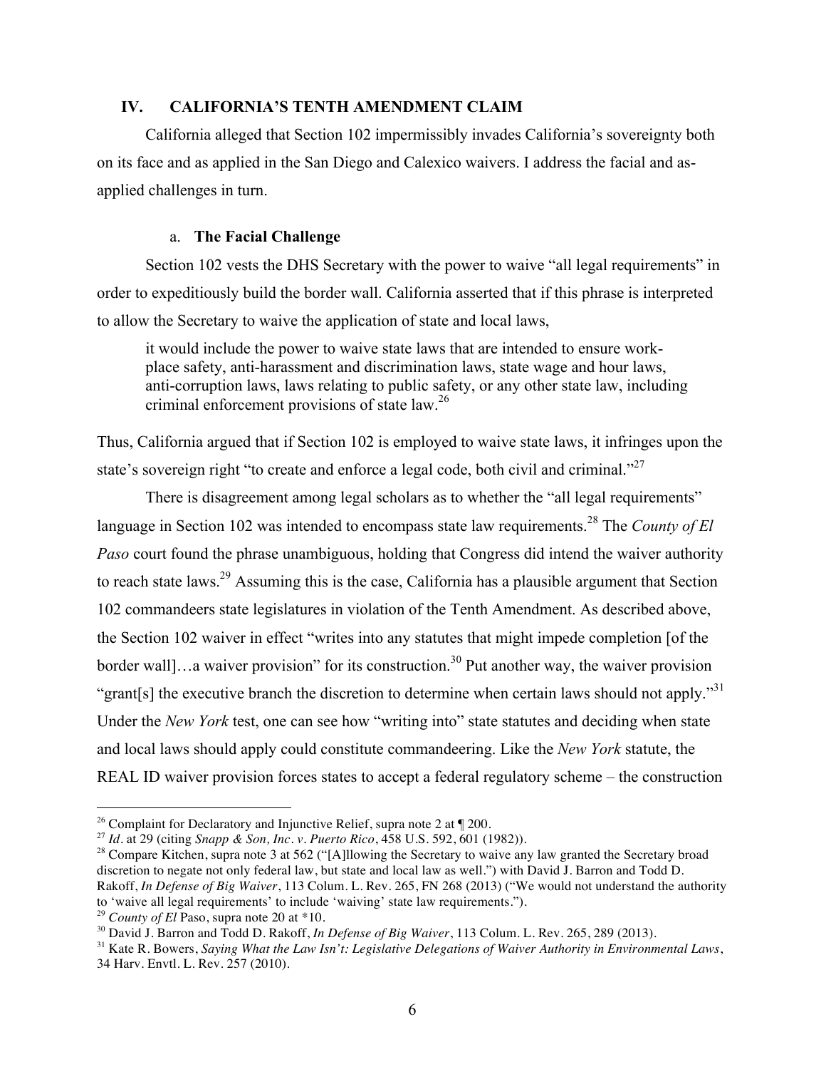## IV. CALIFORNIA'S TENTH AMENDMENT CLAIM

California alleged that Section 102 impermissibly invades California's sovereignty both on its face and as applied in the San Diego and Calexico waivers. I address the facial and as-applied challenges in turn.

### a. The Facial Challenge

Section 102 vests the DHS Secretary with the power to waive "all legal requirements" in order to expeditiously build the border wall. California asserted that if this phrase is interpreted to allow the Secretary to waive the application of state and local laws,

> it would include the power to waive state laws that are intended to ensure work-place safety, anti-harassment and discrimination laws, state wage and hour laws, anti-corruption laws, laws relating to public safety, or any other state law, including criminal enforcement provisions of state law.[26]

Thus, California argued that if Section 102 is employed to waive state laws, it infringes upon the state's sovereign right "to create and enforce a legal code, both civil and criminal."[27]

There is disagreement among legal scholars as to whether the "all legal requirements" language in Section 102 was intended to encompass state law requirements.[28] The *County of El Paso* court found the phrase unambiguous, holding that Congress did intend the waiver authority to reach state laws.[29] Assuming this is the case, California has a plausible argument that Section 102 commandeers state legislatures in violation of the Tenth Amendment. As described above, the Section 102 waiver in effect "writes into any statutes that might impede completion [of the border wall]…a waiver provision" for its construction.[30] Put another way, the waiver provision "grant[s] the executive branch the discretion to determine when certain laws should not apply."[31] Under the *New York* test, one can see how "writing into" state statutes and deciding when state and local laws should apply could constitute commandeering. Like the *New York* statute, the REAL ID waiver provision forces states to accept a federal regulatory scheme – the construction

---

[26] Complaint for Declaratory and Injunctive Relief, supra note 2 at ¶ 200.

[27] *Id.* at 29 (citing *Snapp & Son, Inc. v. Puerto Rico*, 458 U.S. 592, 601 (1982)).

[28] Compare Kitchen, supra note 3 at 562 ("[A]llowing the Secretary to waive any law granted the Secretary broad discretion to negate not only federal law, but state and local law as well.") with David J. Barron and Todd D. Rakoff, *In Defense of Big Waiver*, 113 Colum. L. Rev. 265, FN 268 (2013) ("We would not understand the authority to 'waive all legal requirements' to include 'waiving' state law requirements.").

[29] *County of El* Paso, supra note 20 at *10.

[30] David J. Barron and Todd D. Rakoff, *In Defense of Big Waiver*, 113 Colum. L. Rev. 265, 289 (2013).

[31] Kate R. Bowers, *Saying What the Law Isn't: Legislative Delegations of Waiver Authority in Environmental Laws*, 34 Harv. Envtl. L. Rev. 257 (2010).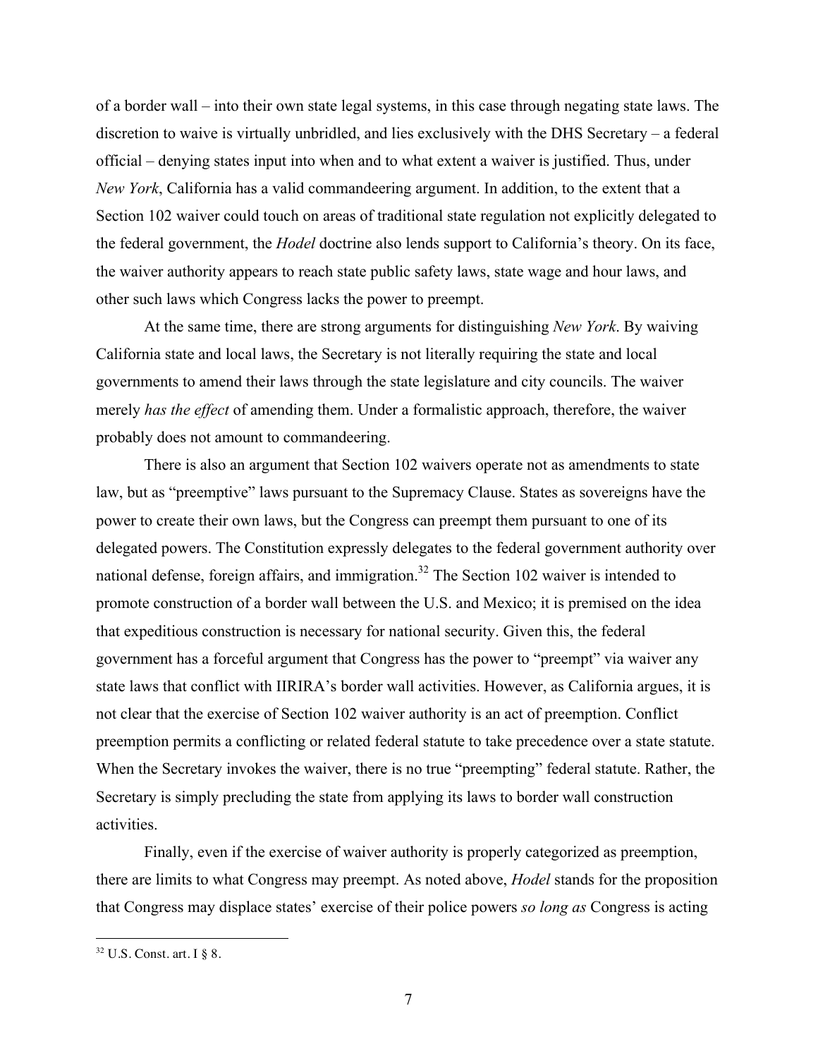of a border wall – into their own state legal systems, in this case through negating state laws. The discretion to waive is virtually unbridled, and lies exclusively with the DHS Secretary – a federal official – denying states input into when and to what extent a waiver is justified. Thus, under *New York*, California has a valid commandeering argument. In addition, to the extent that a Section 102 waiver could touch on areas of traditional state regulation not explicitly delegated to the federal government, the *Hodel* doctrine also lends support to California's theory. On its face, the waiver authority appears to reach state public safety laws, state wage and hour laws, and other such laws which Congress lacks the power to preempt.

At the same time, there are strong arguments for distinguishing *New York*. By waiving California state and local laws, the Secretary is not literally requiring the state and local governments to amend their laws through the state legislature and city councils. The waiver merely *has the effect* of amending them. Under a formalistic approach, therefore, the waiver probably does not amount to commandeering.

There is also an argument that Section 102 waivers operate not as amendments to state law, but as "preemptive" laws pursuant to the Supremacy Clause. States as sovereigns have the power to create their own laws, but the Congress can preempt them pursuant to one of its delegated powers. The Constitution expressly delegates to the federal government authority over national defense, foreign affairs, and immigration.[32] The Section 102 waiver is intended to promote construction of a border wall between the U.S. and Mexico; it is premised on the idea that expeditious construction is necessary for national security. Given this, the federal government has a forceful argument that Congress has the power to "preempt" via waiver any state laws that conflict with IIRIRA's border wall activities. However, as California argues, it is not clear that the exercise of Section 102 waiver authority is an act of preemption. Conflict preemption permits a conflicting or related federal statute to take precedence over a state statute. When the Secretary invokes the waiver, there is no true "preempting" federal statute. Rather, the Secretary is simply precluding the state from applying its laws to border wall construction activities.

Finally, even if the exercise of waiver authority is properly categorized as preemption, there are limits to what Congress may preempt. As noted above, *Hodel* stands for the proposition that Congress may displace states' exercise of their police powers *so long as* Congress is acting

---

[32] U.S. Const. art. I § 8.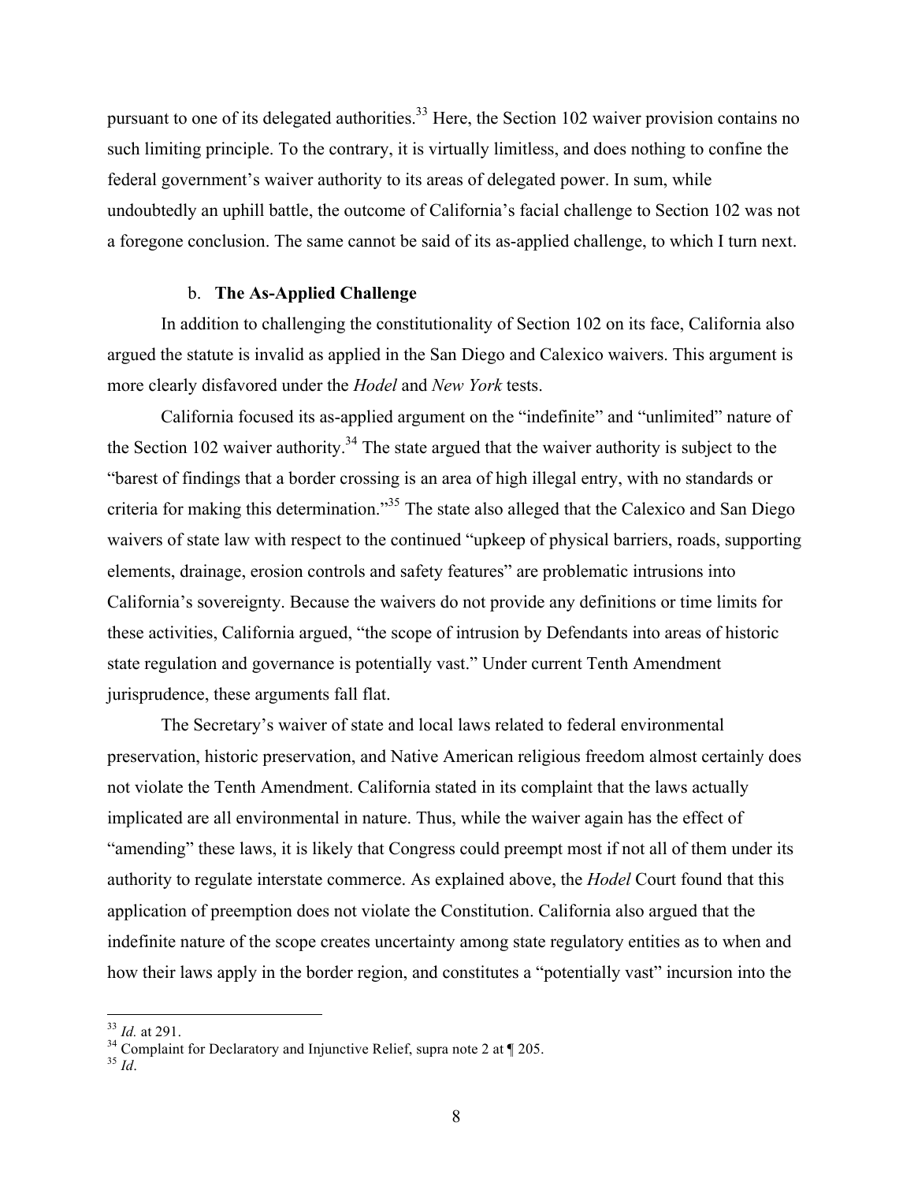pursuant to one of its delegated authorities.[33] Here, the Section 102 waiver provision contains no such limiting principle. To the contrary, it is virtually limitless, and does nothing to confine the federal government's waiver authority to its areas of delegated power. In sum, while undoubtedly an uphill battle, the outcome of California's facial challenge to Section 102 was not a foregone conclusion. The same cannot be said of its as-applied challenge, to which I turn next.

### b. **The As-Applied Challenge**

In addition to challenging the constitutionality of Section 102 on its face, California also argued the statute is invalid as applied in the San Diego and Calexico waivers. This argument is more clearly disfavored under the *Hodel* and *New York* tests.

California focused its as-applied argument on the "indefinite" and "unlimited" nature of the Section 102 waiver authority.[34] The state argued that the waiver authority is subject to the "barest of findings that a border crossing is an area of high illegal entry, with no standards or criteria for making this determination."[35] The state also alleged that the Calexico and San Diego waivers of state law with respect to the continued "upkeep of physical barriers, roads, supporting elements, drainage, erosion controls and safety features" are problematic intrusions into California's sovereignty. Because the waivers do not provide any definitions or time limits for these activities, California argued, "the scope of intrusion by Defendants into areas of historic state regulation and governance is potentially vast." Under current Tenth Amendment jurisprudence, these arguments fall flat.

The Secretary's waiver of state and local laws related to federal environmental preservation, historic preservation, and Native American religious freedom almost certainly does not violate the Tenth Amendment. California stated in its complaint that the laws actually implicated are all environmental in nature. Thus, while the waiver again has the effect of "amending" these laws, it is likely that Congress could preempt most if not all of them under its authority to regulate interstate commerce. As explained above, the *Hodel* Court found that this application of preemption does not violate the Constitution. California also argued that the indefinite nature of the scope creates uncertainty among state regulatory entities as to when and how their laws apply in the border region, and constitutes a "potentially vast" incursion into the

---

[33] *Id.* at 291.

[34] Complaint for Declaratory and Injunctive Relief, supra note 2 at ¶ 205.

[35] *Id*.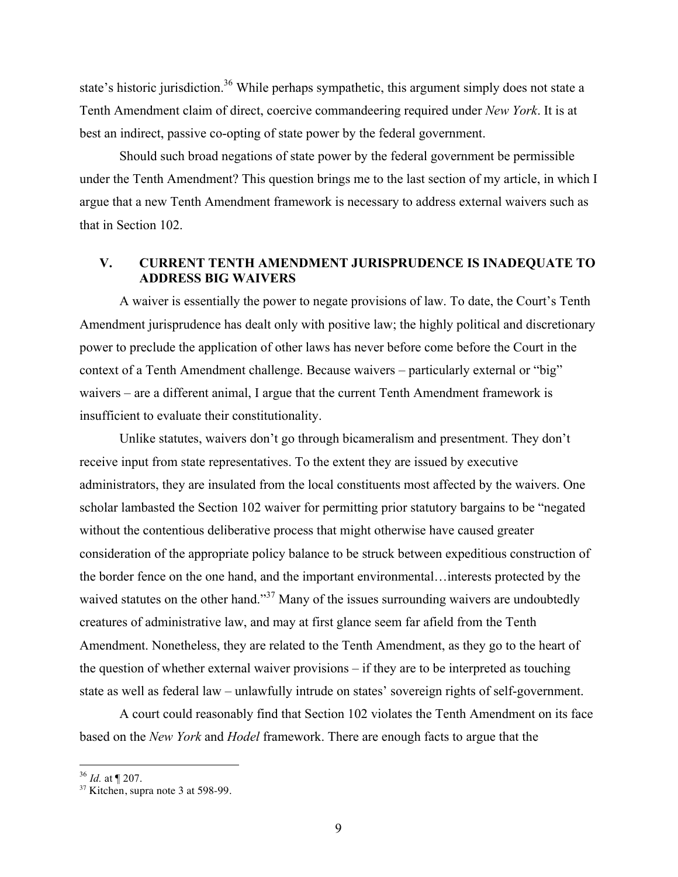state's historic jurisdiction.[36] While perhaps sympathetic, this argument simply does not state a Tenth Amendment claim of direct, coercive commandeering required under *New York*. It is at best an indirect, passive co-opting of state power by the federal government.

Should such broad negations of state power by the federal government be permissible under the Tenth Amendment? This question brings me to the last section of my article, in which I argue that a new Tenth Amendment framework is necessary to address external waivers such as that in Section 102.

## V. CURRENT TENTH AMENDMENT JURISPRUDENCE IS INADEQUATE TO ADDRESS BIG WAIVERS

A waiver is essentially the power to negate provisions of law. To date, the Court's Tenth Amendment jurisprudence has dealt only with positive law; the highly political and discretionary power to preclude the application of other laws has never before come before the Court in the context of a Tenth Amendment challenge. Because waivers – particularly external or "big" waivers – are a different animal, I argue that the current Tenth Amendment framework is insufficient to evaluate their constitutionality.

Unlike statutes, waivers don't go through bicameralism and presentment. They don't receive input from state representatives. To the extent they are issued by executive administrators, they are insulated from the local constituents most affected by the waivers. One scholar lambasted the Section 102 waiver for permitting prior statutory bargains to be "negated without the contentious deliberative process that might otherwise have caused greater consideration of the appropriate policy balance to be struck between expeditious construction of the border fence on the one hand, and the important environmental…interests protected by the waived statutes on the other hand."[37] Many of the issues surrounding waivers are undoubtedly creatures of administrative law, and may at first glance seem far afield from the Tenth Amendment. Nonetheless, they are related to the Tenth Amendment, as they go to the heart of the question of whether external waiver provisions – if they are to be interpreted as touching state as well as federal law – unlawfully intrude on states' sovereign rights of self-government.

A court could reasonably find that Section 102 violates the Tenth Amendment on its face based on the *New York* and *Hodel* framework. There are enough facts to argue that the

---

[36] *Id.* at ¶ 207.

[37] Kitchen, supra note 3 at 598-99.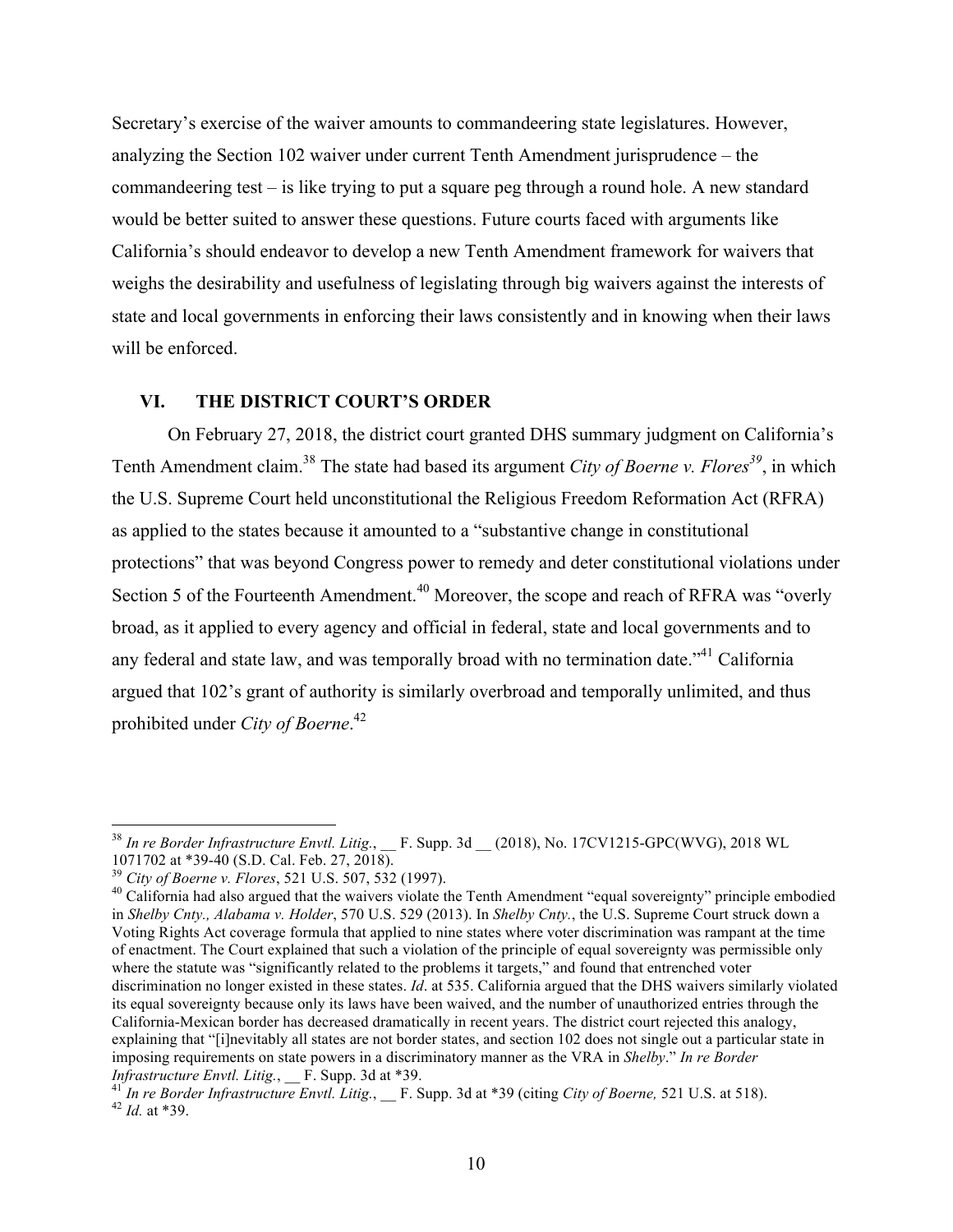Secretary's exercise of the waiver amounts to commandeering state legislatures. However, analyzing the Section 102 waiver under current Tenth Amendment jurisprudence – the commandeering test – is like trying to put a square peg through a round hole. A new standard would be better suited to answer these questions. Future courts faced with arguments like California's should endeavor to develop a new Tenth Amendment framework for waivers that weighs the desirability and usefulness of legislating through big waivers against the interests of state and local governments in enforcing their laws consistently and in knowing when their laws will be enforced.

## VI. THE DISTRICT COURT'S ORDER

On February 27, 2018, the district court granted DHS summary judgment on California's Tenth Amendment claim.[38] The state had based its argument *City of Boerne v. Flores*[39], in which the U.S. Supreme Court held unconstitutional the Religious Freedom Reformation Act (RFRA) as applied to the states because it amounted to a "substantive change in constitutional protections" that was beyond Congress power to remedy and deter constitutional violations under Section 5 of the Fourteenth Amendment.[40] Moreover, the scope and reach of RFRA was "overly broad, as it applied to every agency and official in federal, state and local governments and to any federal and state law, and was temporally broad with no termination date."[41] California argued that 102's grant of authority is similarly overbroad and temporally unlimited, and thus prohibited under *City of Boerne*.[42]

---

[38] *In re Border Infrastructure Envtl. Litig.*, __ F. Supp. 3d __ (2018), No. 17CV1215-GPC(WVG), 2018 WL 1071702 at *39-40 (S.D. Cal. Feb. 27, 2018).

[39] *City of Boerne v. Flores*, 521 U.S. 507, 532 (1997).

[40] California had also argued that the waivers violate the Tenth Amendment "equal sovereignty" principle embodied in *Shelby Cnty., Alabama v. Holder*, 570 U.S. 529 (2013). In *Shelby Cnty.*, the U.S. Supreme Court struck down a Voting Rights Act coverage formula that applied to nine states where voter discrimination was rampant at the time of enactment. The Court explained that such a violation of the principle of equal sovereignty was permissible only where the statute was "significantly related to the problems it targets," and found that entrenched voter discrimination no longer existed in these states. *Id*. at 535. California argued that the DHS waivers similarly violated its equal sovereignty because only its laws have been waived, and the number of unauthorized entries through the California-Mexican border has decreased dramatically in recent years. The district court rejected this analogy, explaining that "[i]nevitably all states are not border states, and section 102 does not single out a particular state in imposing requirements on state powers in a discriminatory manner as the VRA in *Shelby*." *In re Border Infrastructure Envtl. Litig.*, __ F. Supp. 3d at *39.

[41] *In re Border Infrastructure Envtl. Litig.*, __ F. Supp. 3d at *39 (citing *City of Boerne,* 521 U.S. at 518).

[42] *Id.* at *39.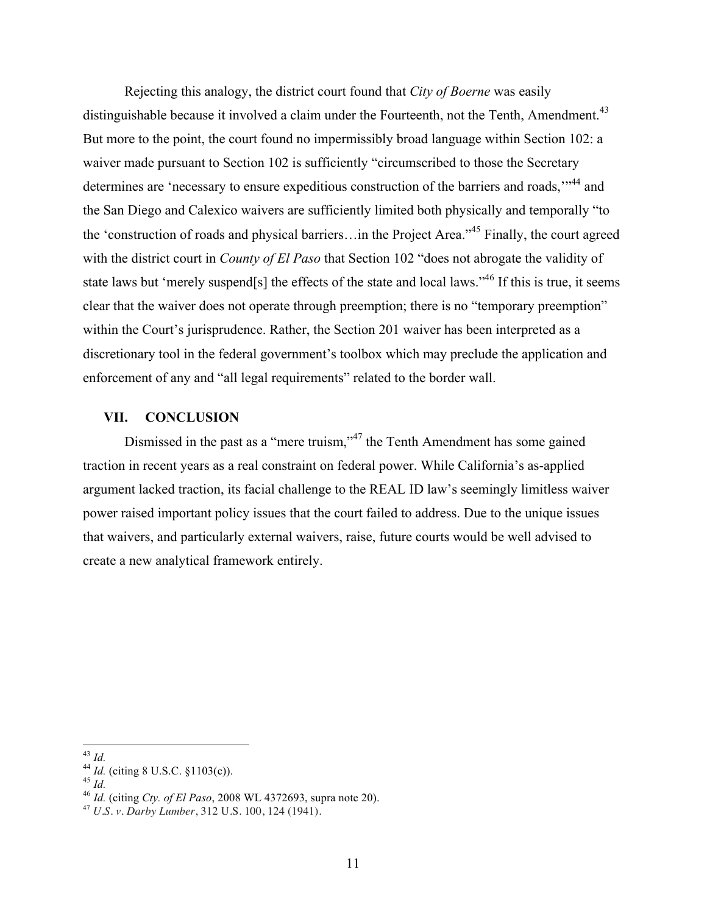Rejecting this analogy, the district court found that *City of Boerne* was easily distinguishable because it involved a claim under the Fourteenth, not the Tenth, Amendment.[43] But more to the point, the court found no impermissibly broad language within Section 102: a waiver made pursuant to Section 102 is sufficiently "circumscribed to those the Secretary determines are 'necessary to ensure expeditious construction of the barriers and roads,'"[44] and the San Diego and Calexico waivers are sufficiently limited both physically and temporally "to the 'construction of roads and physical barriers…in the Project Area."[45] Finally, the court agreed with the district court in *County of El Paso* that Section 102 "does not abrogate the validity of state laws but 'merely suspend[s] the effects of the state and local laws."[46] If this is true, it seems clear that the waiver does not operate through preemption; there is no "temporary preemption" within the Court's jurisprudence. Rather, the Section 201 waiver has been interpreted as a discretionary tool in the federal government's toolbox which may preclude the application and enforcement of any and "all legal requirements" related to the border wall.

## VII. CONCLUSION

Dismissed in the past as a "mere truism,"[47] the Tenth Amendment has some gained traction in recent years as a real constraint on federal power. While California's as-applied argument lacked traction, its facial challenge to the REAL ID law's seemingly limitless waiver power raised important policy issues that the court failed to address. Due to the unique issues that waivers, and particularly external waivers, raise, future courts would be well advised to create a new analytical framework entirely.

---

[43] *Id.*

[44] *Id.* (citing 8 U.S.C. §1103(c)).

[45] *Id.*

[46] *Id.* (citing *Cty. of El Paso*, 2008 WL 4372693, supra note 20).

[47] *U.S. v. Darby Lumber*, 312 U.S. 100, 124 (1941).